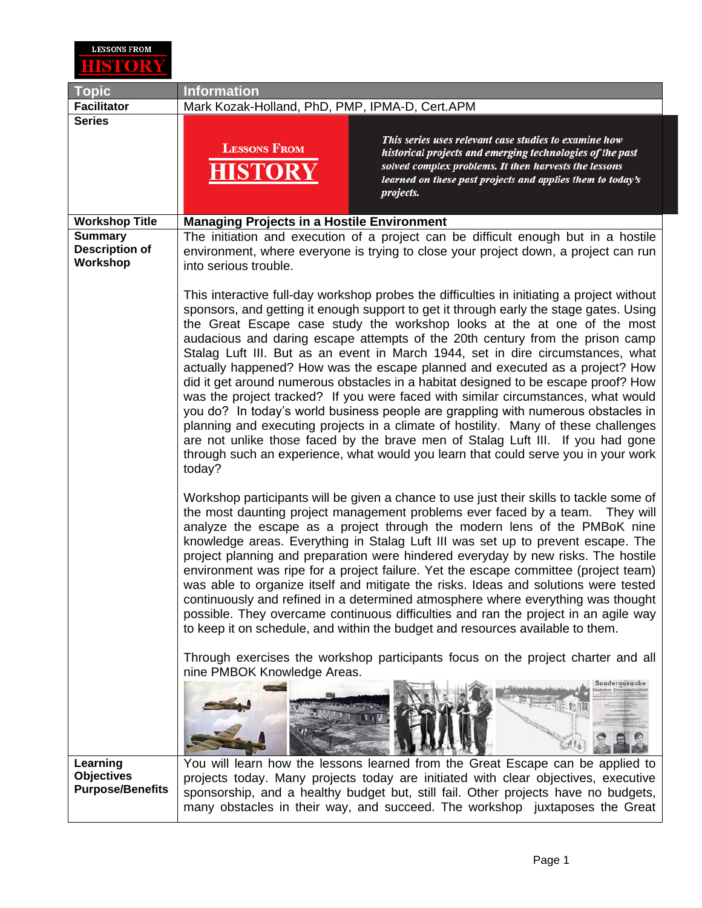LESSONS FROM **HISTORY**

| Topic | Information |
|---|---|
| **Facilitator** | Mark Kozak-Holland, PhD, PMP, IPMA-D, Cert.APM |
| **Series** | LESSONS FROM HISTORY — *This series uses relevant case studies to examine how historical projects and emerging technologies of the past solved complex problems. It then harvests the lessons learned on these past projects and applies them to today's projects.* |
| **Workshop Title** | **Managing Projects in a Hostile Environment** |
| **Summary Description of Workshop** | The initiation and execution of a project can be difficult enough but in a hostile environment, where everyone is trying to close your project down, a project can run into serious trouble.<br><br>This interactive full-day workshop probes the difficulties in initiating a project without sponsors, and getting it enough support to get it through early the stage gates. Using the Great Escape case study the workshop looks at the at one of the most audacious and daring escape attempts of the 20th century from the prison camp Stalag Luft III. But as an event in March 1944, set in dire circumstances, what actually happened? How was the escape planned and executed as a project? How did it get around numerous obstacles in a habitat designed to be escape proof? How was the project tracked? If you were faced with similar circumstances, what would you do? In today's world business people are grappling with numerous obstacles in planning and executing projects in a climate of hostility. Many of these challenges are not unlike those faced by the brave men of Stalag Luft III. If you had gone through such an experience, what would you learn that could serve you in your work today?<br><br>Workshop participants will be given a chance to use just their skills to tackle some of the most daunting project management problems ever faced by a team. They will analyze the escape as a project through the modern lens of the PMBoK nine knowledge areas. Everything in Stalag Luft III was set up to prevent escape. The project planning and preparation were hindered everyday by new risks. The hostile environment was ripe for a project failure. Yet the escape committee (project team) was able to organize itself and mitigate the risks. Ideas and solutions were tested continuously and refined in a determined atmosphere where everything was thought possible. They overcame continuous difficulties and ran the project in an agile way to keep it on schedule, and within the budget and resources available to them.<br><br>Through exercises the workshop participants focus on the project charter and all nine PMBOK Knowledge Areas. |
| **Learning Objectives Purpose/Benefits** | You will learn how the lessons learned from the Great Escape can be applied to projects today. Many projects today are initiated with clear objectives, executive sponsorship, and a healthy budget but, still fail. Other projects have no budgets, many obstacles in their way, and succeed. The workshop juxtaposes the Great |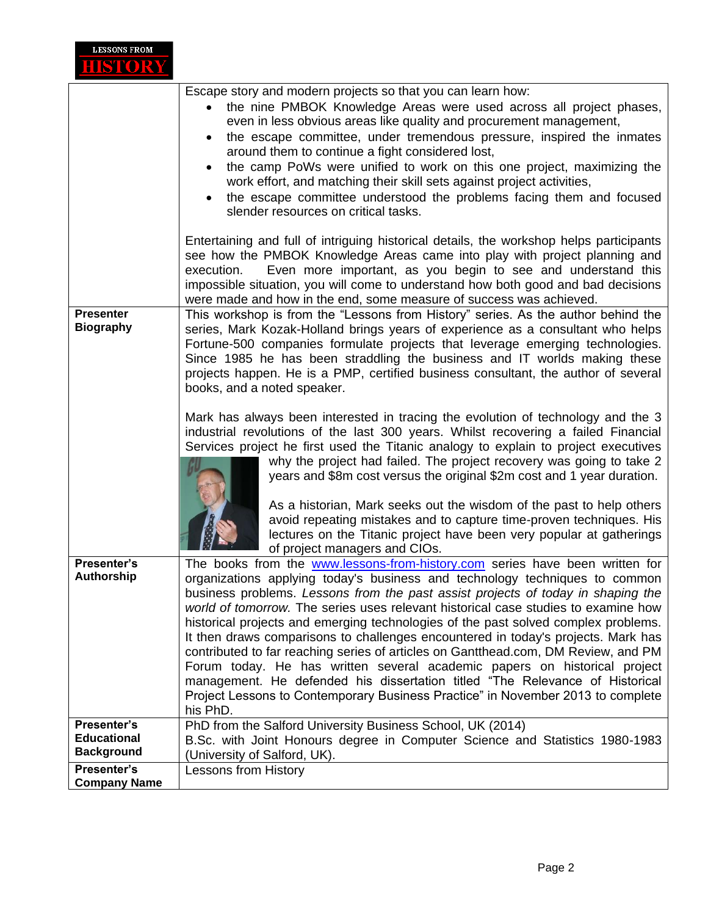| | |
|---|---|
| | Escape story and modern projects so that you can learn how:<br>• the nine PMBOK Knowledge Areas were used across all project phases, even in less obvious areas like quality and procurement management,<br>• the escape committee, under tremendous pressure, inspired the inmates around them to continue a fight considered lost,<br>• the camp PoWs were unified to work on this one project, maximizing the work effort, and matching their skill sets against project activities,<br>• the escape committee understood the problems facing them and focused slender resources on critical tasks.<br><br>Entertaining and full of intriguing historical details, the workshop helps participants see how the PMBOK Knowledge Areas came into play with project planning and execution. Even more important, as you begin to see and understand this impossible situation, you will come to understand how both good and bad decisions were made and how in the end, some measure of success was achieved. |
| **Presenter Biography** | This workshop is from the "Lessons from History" series. As the author behind the series, Mark Kozak-Holland brings years of experience as a consultant who helps Fortune-500 companies formulate projects that leverage emerging technologies. Since 1985 he has been straddling the business and IT worlds making these projects happen. He is a PMP, certified business consultant, the author of several books, and a noted speaker.<br><br>Mark has always been interested in tracing the evolution of technology and the 3 industrial revolutions of the last 300 years. Whilst recovering a failed Financial Services project he first used the Titanic analogy to explain to project executives why the project had failed. The project recovery was going to take 2 years and $8m cost versus the original $2m cost and 1 year duration.<br><br>As a historian, Mark seeks out the wisdom of the past to help others avoid repeating mistakes and to capture time-proven techniques. His lectures on the Titanic project have been very popular at gatherings of project managers and CIOs. |
| **Presenter's Authorship** | The books from the www.lessons-from-history.com series have been written for organizations applying today's business and technology techniques to common business problems. *Lessons from the past assist projects of today in shaping the world of tomorrow.* The series uses relevant historical case studies to examine how historical projects and emerging technologies of the past solved complex problems. It then draws comparisons to challenges encountered in today's projects. Mark has contributed to far reaching series of articles on Gantthead.com, DM Review, and PM Forum today. He has written several academic papers on historical project management. He defended his dissertation titled "The Relevance of Historical Project Lessons to Contemporary Business Practice" in November 2013 to complete his PhD. |
| **Presenter's Educational Background** | PhD from the Salford University Business School, UK (2014)<br>B.Sc. with Joint Honours degree in Computer Science and Statistics 1980-1983 (University of Salford, UK). |
| **Presenter's Company Name** | Lessons from History |